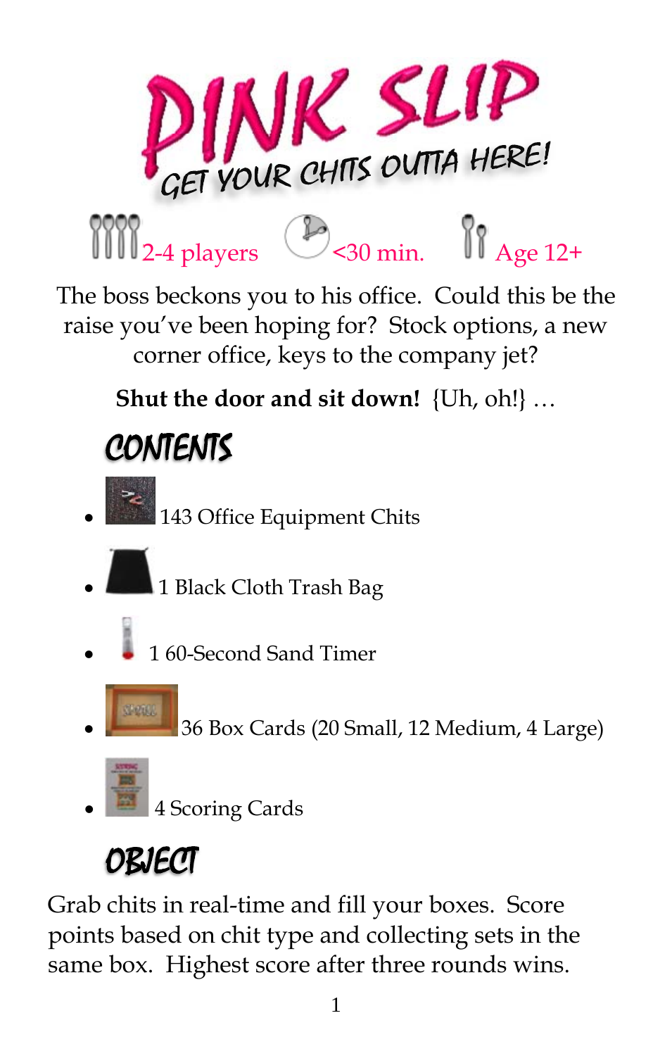# PINK SLIP

## GET YOUR CHITS OUTTA HERE!

2-4 players <30 min. Age 12+

The boss beckons you to his office. Could this be the raise you've been hoping for? Stock options, a new corner office, keys to the company jet?

**Shut the door and sit down!** {Uh, oh!} …

## CONTENTS

- 143 Office Equipment Chits
- 1 Black Cloth Trash Bag
- 1 60-Second Sand Timer
- 36 Box Cards (20 Small, 12 Medium, 4 Large)
- 4 Scoring Cards

## OBJECT

Grab chits in real-time and fill your boxes. Score points based on chit type and collecting sets in the same box. Highest score after three rounds wins.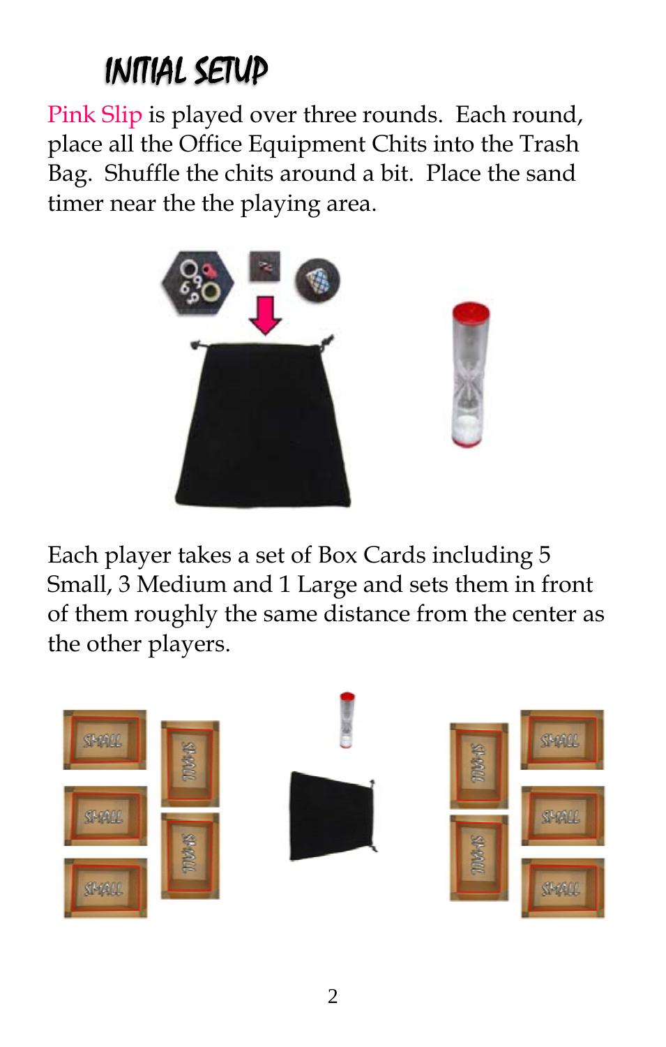# INITIAL SETUP

Pink Slip is played over three rounds. Each round, place all the Office Equipment Chits into the Trash Bag. Shuffle the chits around a bit. Place the sand timer near the the playing area.

Each player takes a set of Box Cards including 5 Small, 3 Medium and 1 Large and sets them in front of them roughly the same distance from the center as the other players.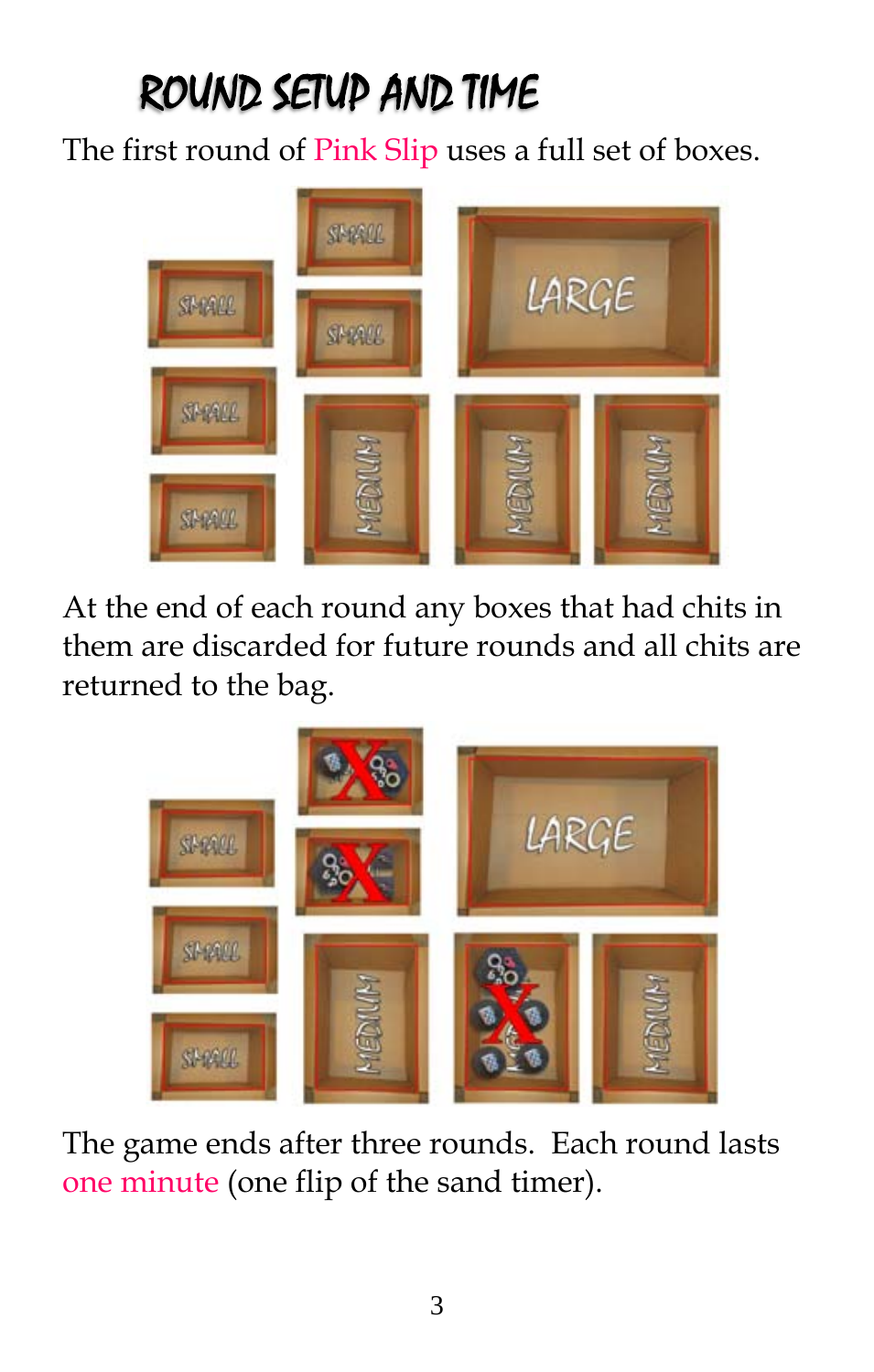# ROUND SETUP AND TIME

The first round of Pink Slip uses a full set of boxes.

At the end of each round any boxes that had chits in them are discarded for future rounds and all chits are returned to the bag.

The game ends after three rounds. Each round lasts one minute (one flip of the sand timer).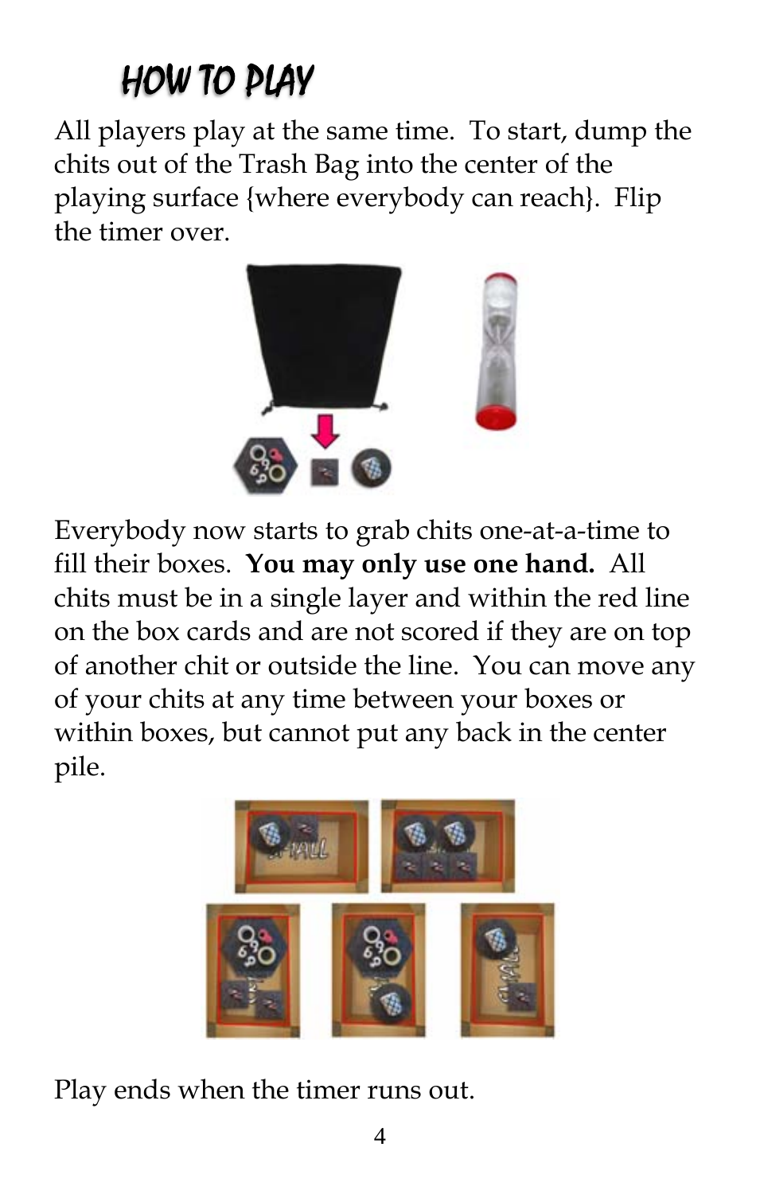# HOW TO PLAY

All players play at the same time. To start, dump the chits out of the Trash Bag into the center of the playing surface {where everybody can reach}. Flip the timer over.

Everybody now starts to grab chits one-at-a-time to fill their boxes. **You may only use one hand.** All chits must be in a single layer and within the red line on the box cards and are not scored if they are on top of another chit or outside the line. You can move any of your chits at any time between your boxes or within boxes, but cannot put any back in the center pile.

Play ends when the timer runs out.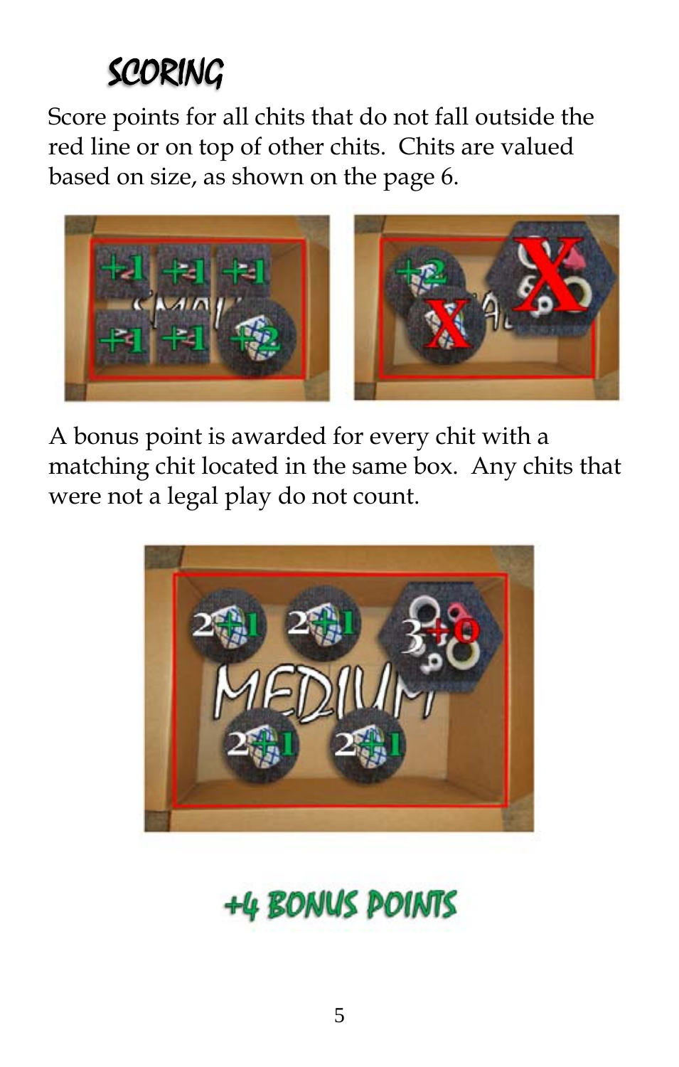# SCORING

Score points for all chits that do not fall outside the red line or on top of other chits. Chits are valued based on size, as shown on the page 6.

A bonus point is awarded for every chit with a matching chit located in the same box. Any chits that were not a legal play do not count.

**+4 BONUS POINTS**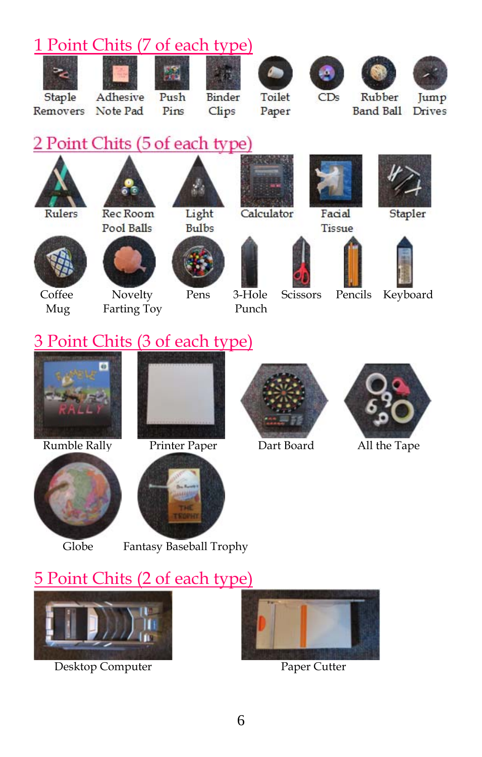## 1 Point Chits (7 of each type)

Staple Removers, Adhesive Note Pad, Push Pins, Binder Clips, Toilet Paper, CDs, Rubber Band Ball, Jump Drives

## 2 Point Chits (5 of each type)

Rulers, Rec Room Pool Balls, Light Bulbs, Calculator, Facial Tissue, Stapler

Coffee Mug, Novelty Farting Toy, Pens, 3-Hole Punch, Scissors, Pencils, Keyboard

## 3 Point Chits (3 of each type)

Rumble Rally, Printer Paper, Dart Board, All the Tape

Globe, Fantasy Baseball Trophy

## 5 Point Chits (2 of each type)

Desktop Computer, Paper Cutter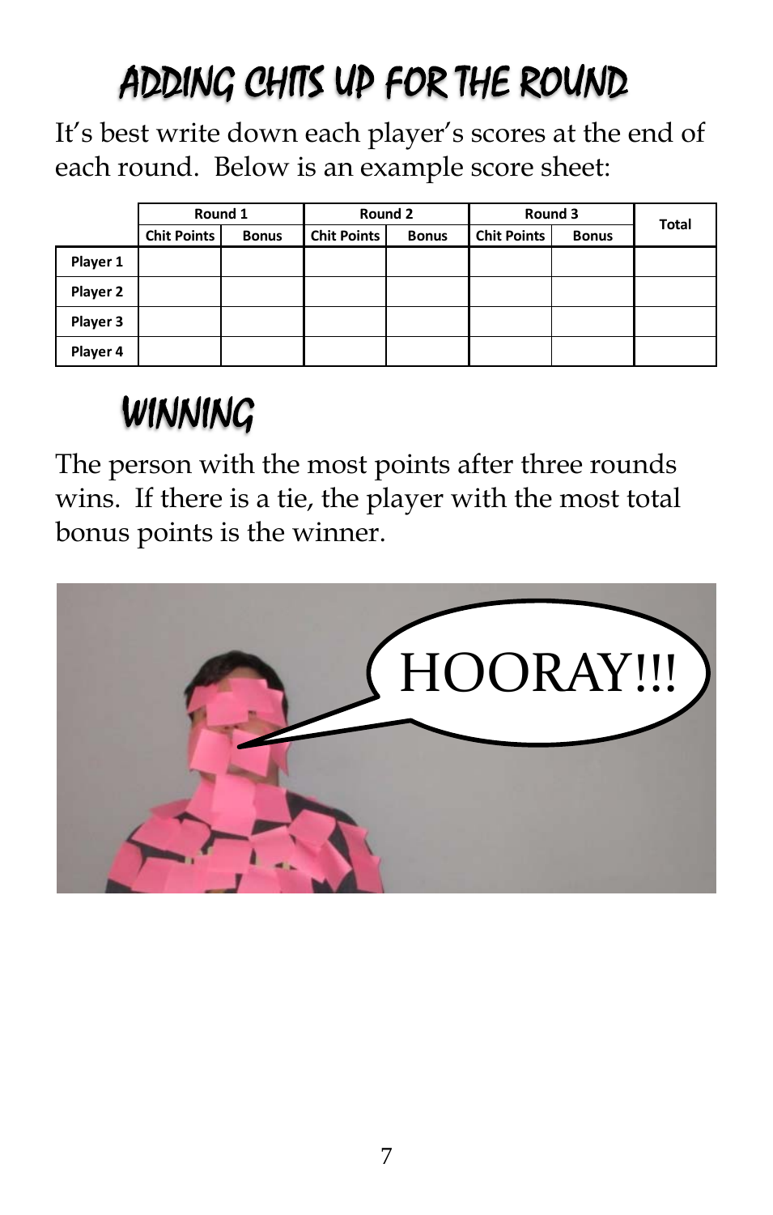# ADDING CHITS UP FOR THE ROUND

It's best write down each player's scores at the end of each round. Below is an example score sheet:

| | Round 1 | | Round 2 | | Round 3 | | Total |
|---|---|---|---|---|---|---|---|
| | Chit Points | Bonus | Chit Points | Bonus | Chit Points | Bonus | |
| Player 1 | | | | | | | |
| Player 2 | | | | | | | |
| Player 3 | | | | | | | |
| Player 4 | | | | | | | |

# WINNING

The person with the most points after three rounds wins. If there is a tie, the player with the most total bonus points is the winner.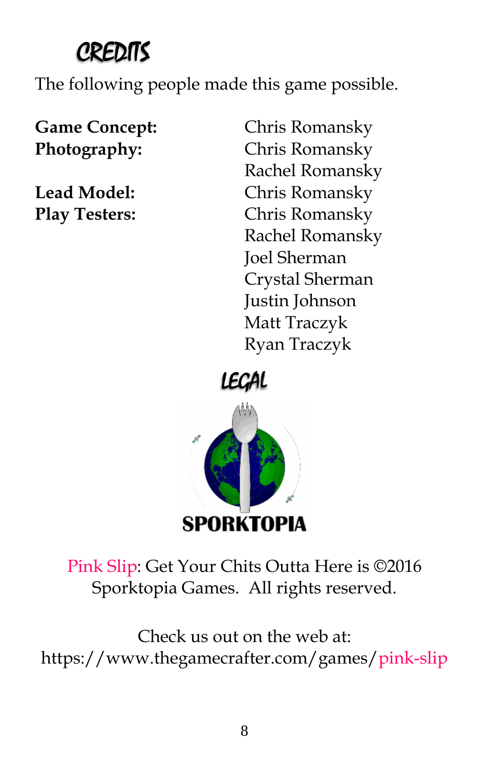## CREDITS

The following people made this game possible.

| | |
|---|---|
| **Game Concept:** | Chris Romansky |
| **Photography:** | Chris Romansky<br>Rachel Romansky |
| **Lead Model:** | Chris Romansky |
| **Play Testers:** | Chris Romansky<br>Rachel Romansky<br>Joel Sherman<br>Crystal Sherman<br>Justin Johnson<br>Matt Traczyk<br>Ryan Traczyk |

## LEGAL

SPORKTOPIA

Pink Slip: Get Your Chits Outta Here is ©2016 Sporktopia Games. All rights reserved.

Check us out on the web at:
https://www.thegamecrafter.com/games/pink-slip